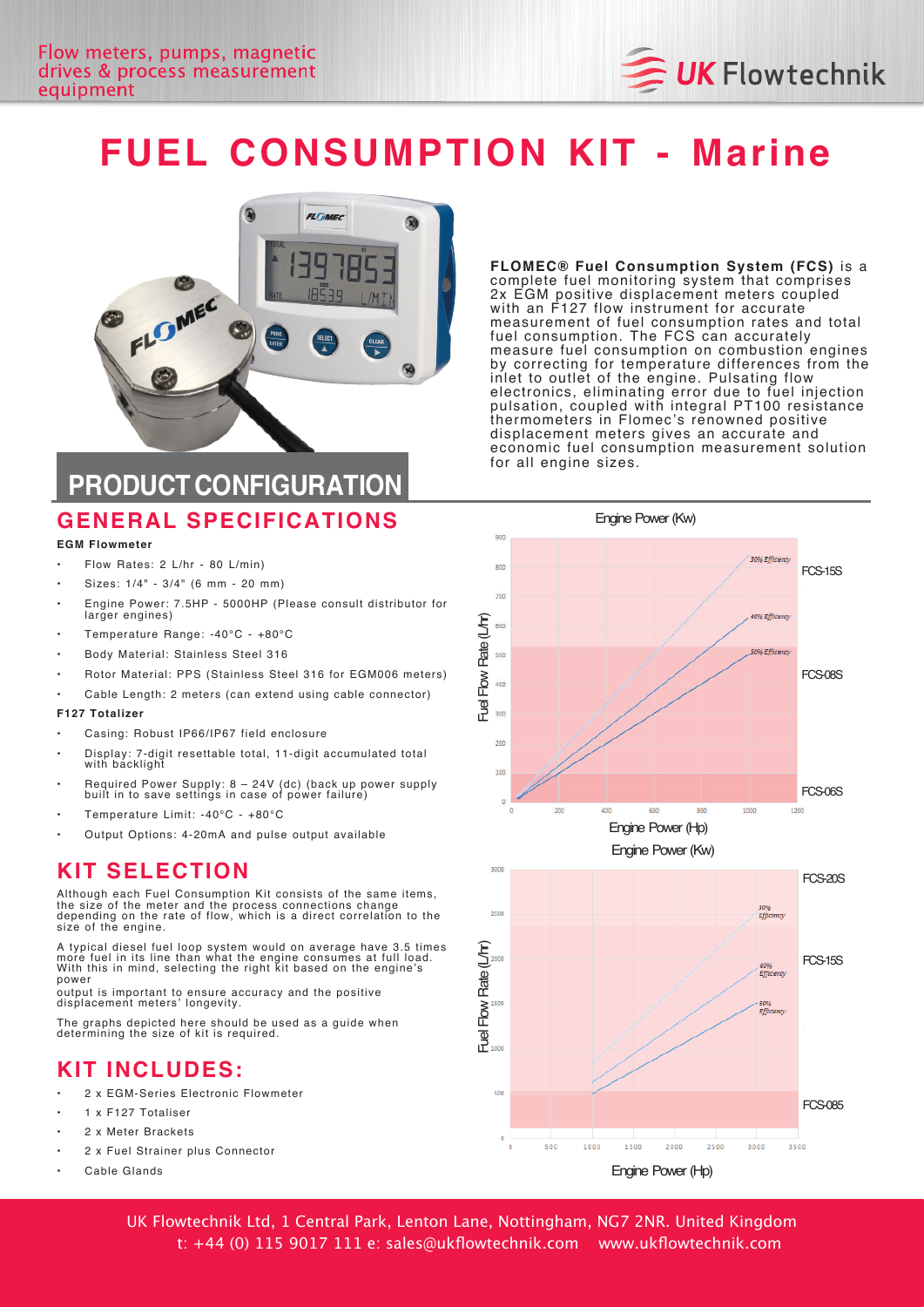# FUEL CONSUMPTION KIT - Marine

**FLOMEC® Fuel Consumption System (FCS)** is a complete fuel monitoring system that comprises 2x EGM positive displacement meters coupled with an F127 flow instrument for accurate measurement of fuel consumption rates and total fuel consumption. The FCS can accurately measure fuel consumption on combustion engines by correcting for temperature differences from the inlet to outlet of the engine. Pulsating flow electronics, eliminating error due to fuel injection pulsation, coupled with integral PT100 resistance thermometers in Flomec's renowned positive displacement meters gives an accurate and economic fuel consumption measurement solution for all engine sizes.

## PRODUCT CONFIGURATION

### GENERAL SPECIFICATIONS

**EGM Flowmeter**

- Flow Rates: 2 L/hr - 80 L/min)
- Sizes: 1/4" - 3/4" (6 mm - 20 mm)
- Engine Power: 7.5HP - 5000HP (Please consult distributor for larger engines)
- Temperature Range: -40°C - +80°C
- Body Material: Stainless Steel 316
- Rotor Material: PPS (Stainless Steel 316 for EGM006 meters)
- Cable Length: 2 meters (can extend using cable connector)

**F127 Totalizer**

- Casing: Robust IP66/IP67 field enclosure
- Display: 7-digit resettable total, 11-digit accumulated total with backlight
- Required Power Supply: 8 – 24V (dc) (back up power supply built in to save settings in case of power failure)
- Temperature Limit: -40°C - +80°C
- Output Options: 4-20mA and pulse output available

### KIT SELECTION

Although each Fuel Consumption Kit consists of the same items, the size of the meter and the process connections change depending on the rate of flow, which is a direct correlation to the size of the engine.

A typical diesel fuel loop system would on average have 3.5 times more fuel in its line than what the engine consumes at full load. With this in mind, selecting the right kit based on the engine's power output is important to ensure accuracy and the positive displacement meters' longevity.

The graphs depicted here should be used as a guide when determining the size of kit is required.

### KIT INCLUDES:

- 2 x EGM-Series Electronic Flowmeter
- 1 x F127 Totaliser
- 2 x Meter Brackets
- 2 x Fuel Strainer plus Connector
- Cable Glands

Engine Power (Kw)

Fuel Flow Rate (L/hr)

30% Efficiency · 40% Efficiency · 50% Efficiency

FCS-15S · FCS-08S · FCS-06S

Engine Power (Hp)

Engine Power (Kw)

Fuel Flow Rate (L/hr)

30% Efficiency · 40% Efficiency · 50% Efficiency

FCS-20S · FCS-15S · FCS-085

Engine Power (Hp)

UK Flowtechnik Ltd, 1 Central Park, Lenton Lane, Nottingham, NG7 2NR. United Kingdom
t: +44 (0) 115 9017 111 e: sales@ukflowtechnik.com www.ukflowtechnik.com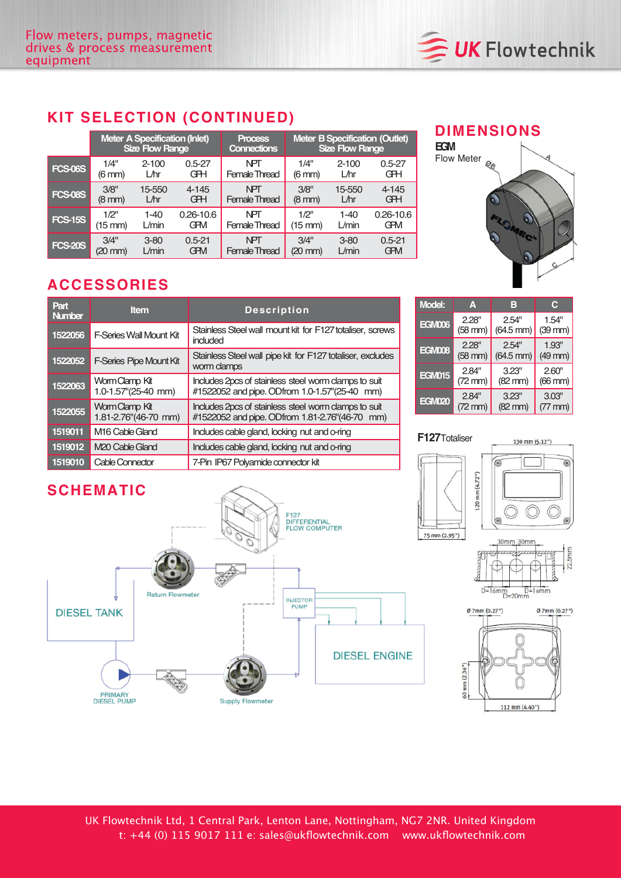## KIT SELECTION (CONTINUED)

| | Meter A Specification (Inlet) Size Flow Range | | | Process Connections | Meter B Specification (Outlet) Size Flow Range | | |
|---|---|---|---|---|---|---|---|
| FCS-06S | 1/4" (6 mm) | 2-100 L/hr | 0.5-27 GPH | NPT Female Thread | 1/4" (6 mm) | 2-100 L/hr | 0.5-27 GPH |
| FCS-08S | 3/8" (8 mm) | 15-550 L/hr | 4-145 GPH | NPT Female Thread | 3/8" (8 mm) | 15-550 L/hr | 4-145 GPH |
| FCS-15S | 1/2" (15 mm) | 1-40 L/min | 0.26-10.6 GPM | NPT Female Thread | 1/2" (15 mm) | 1-40 L/min | 0.26-10.6 GPM |
| FCS-20S | 3/4" (20 mm) | 3-80 L/min | 0.5-21 GPM | NPT Female Thread | 3/4" (20 mm) | 3-80 L/min | 0.5-21 GPM |

## ACCESSORIES

| Part Number | Item | Description |
|---|---|---|
| 1522056 | F-Series Wall Mount Kit | Stainless Steel wall mount kit for F127 totaliser, screws included |
| 1522052 | F-Series Pipe Mount Kit | Stainless Steel wall pipe kit for F127 totaliser, excludes worm clamps |
| 1522063 | Worm Clamp Kit 1.0-1.57"(25-40 mm) | Includes 2pcs of stainless steel worm clamps to suit #1522052 and pipe. OD from 1.0-1.57"(25-40 mm) |
| 1522055 | Worm Clamp Kit 1.81-2.76"(46-70 mm) | Includes 2pcs of stainless steel worm clamps to suit #1522052 and pipe. OD from 1.81-2.76"(46-70 mm) |
| 1519011 | M16 Cable Gland | Includes cable gland, locking nut and o-ring |
| 1519012 | M20 Cable Gland | Includes cable gland, locking nut and o-ring |
| 1519010 | Cable Connector | 7-Pin IP67 Polyamide connector kit |

## SCHEMATIC

F127 DIFFERENTIAL FLOW COMPUTER

Return Flowmeter

DIESEL TANK

INJECTOR PUMP

DIESEL ENGINE

PRIMARY DIESEL PUMP

Supply Flowmeter

## DIMENSIONS

**EGM** Flow Meter

ØB

A

C

| Model: | A | B | C |
|---|---|---|---|
| EGM006 | 2.28" (58 mm) | 2.54" (64.5 mm) | 1.54" (39 mm) |
| EGM008 | 2.28" (58 mm) | 2.54" (64.5 mm) | 1.93" (49 mm) |
| EGM015 | 2.84" (72 mm) | 3.23" (82 mm) | 2.60" (66 mm) |
| EGM020 | 2.84" (72 mm) | 3.23" (82 mm) | 3.03" (77 mm) |

**F127** Totaliser

130 mm (5.12")

120 mm (4.72")

75 mm (2.95")

30mm 30mm

22.5mm

D=16mm D=16mm D=20mm

Ø 7mm (0.27") Ø 7mm (0.27")

60 mm (2.36")

112 mm (4.40")